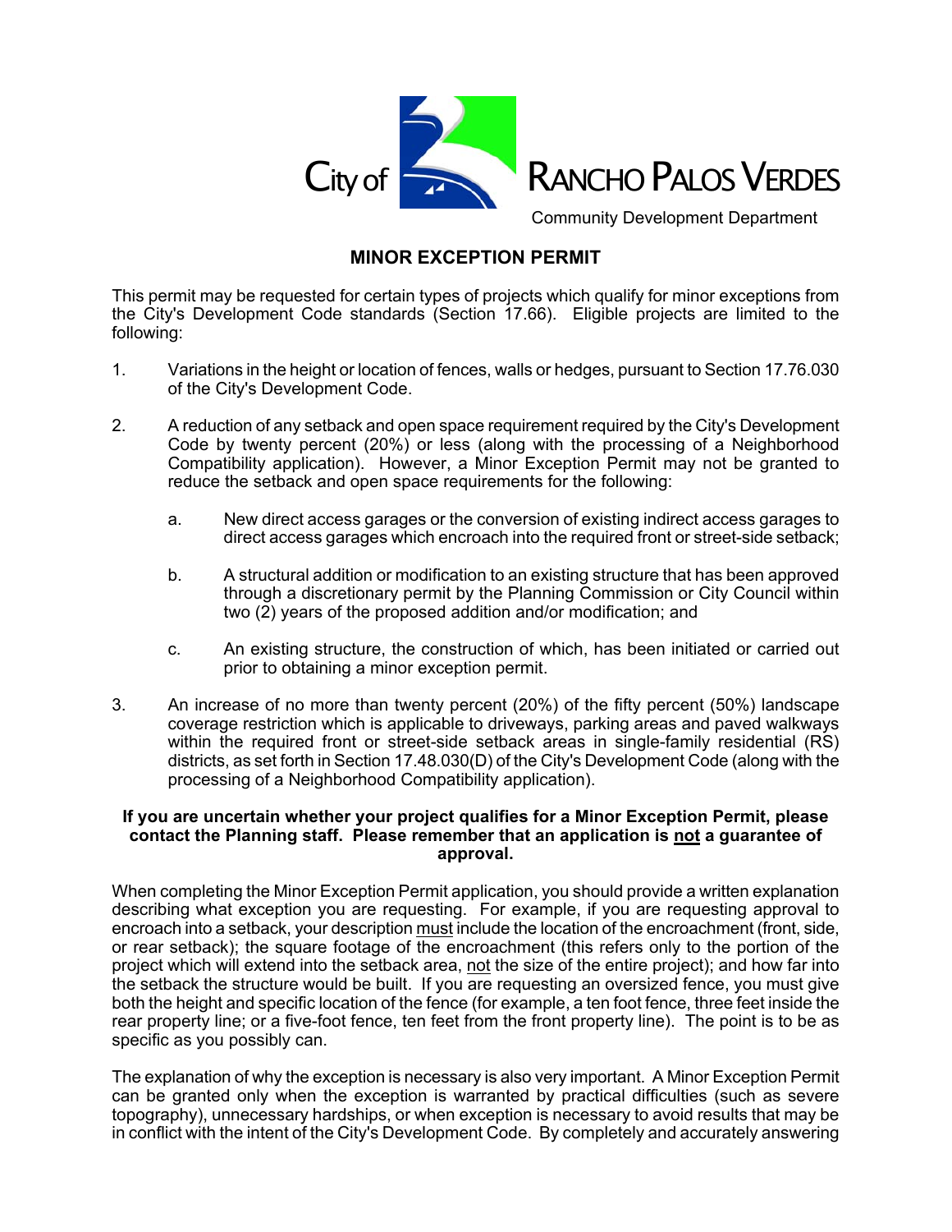City of RANCHO PALOS VERDES

Community Development Department

# MINOR EXCEPTION PERMIT

This permit may be requested for certain types of projects which qualify for minor exceptions from the City's Development Code standards (Section 17.66). Eligible projects are limited to the following:

1. Variations in the height or location of fences, walls or hedges, pursuant to Section 17.76.030 of the City's Development Code.

2. A reduction of any setback and open space requirement required by the City's Development Code by twenty percent (20%) or less (along with the processing of a Neighborhood Compatibility application). However, a Minor Exception Permit may not be granted to reduce the setback and open space requirements for the following:

   a. New direct access garages or the conversion of existing indirect access garages to direct access garages which encroach into the required front or street-side setback;

   b. A structural addition or modification to an existing structure that has been approved through a discretionary permit by the Planning Commission or City Council within two (2) years of the proposed addition and/or modification; and

   c. An existing structure, the construction of which, has been initiated or carried out prior to obtaining a minor exception permit.

3. An increase of no more than twenty percent (20%) of the fifty percent (50%) landscape coverage restriction which is applicable to driveways, parking areas and paved walkways within the required front or street-side setback areas in single-family residential (RS) districts, as set forth in Section 17.48.030(D) of the City's Development Code (along with the processing of a Neighborhood Compatibility application).

**If you are uncertain whether your project qualifies for a Minor Exception Permit, please contact the Planning staff. Please remember that an application is not a guarantee of approval.**

When completing the Minor Exception Permit application, you should provide a written explanation describing what exception you are requesting. For example, if you are requesting approval to encroach into a setback, your description must include the location of the encroachment (front, side, or rear setback); the square footage of the encroachment (this refers only to the portion of the project which will extend into the setback area, not the size of the entire project); and how far into the setback the structure would be built. If you are requesting an oversized fence, you must give both the height and specific location of the fence (for example, a ten foot fence, three feet inside the rear property line; or a five-foot fence, ten feet from the front property line). The point is to be as specific as you possibly can.

The explanation of why the exception is necessary is also very important. A Minor Exception Permit can be granted only when the exception is warranted by practical difficulties (such as severe topography), unnecessary hardships, or when exception is necessary to avoid results that may be in conflict with the intent of the City's Development Code. By completely and accurately answering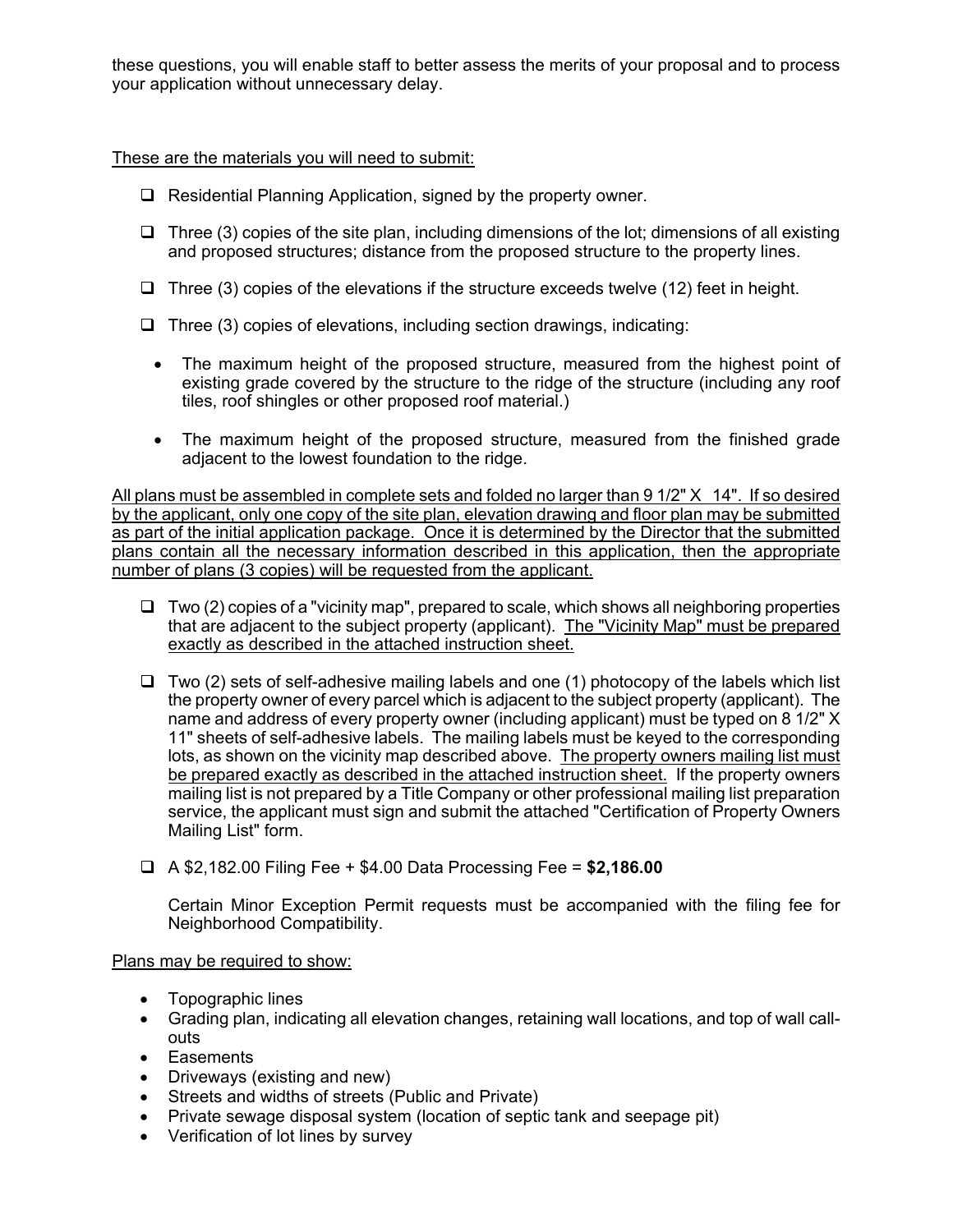these questions, you will enable staff to better assess the merits of your proposal and to process your application without unnecessary delay.

<u>These are the materials you will need to submit:</u>

- ❑ Residential Planning Application, signed by the property owner.
- ❑ Three (3) copies of the site plan, including dimensions of the lot; dimensions of all existing and proposed structures; distance from the proposed structure to the property lines.
- ❑ Three (3) copies of the elevations if the structure exceeds twelve (12) feet in height.
- ❑ Three (3) copies of elevations, including section drawings, indicating:
  - The maximum height of the proposed structure, measured from the highest point of existing grade covered by the structure to the ridge of the structure (including any roof tiles, roof shingles or other proposed roof material.)
  - The maximum height of the proposed structure, measured from the finished grade adjacent to the lowest foundation to the ridge.

<u>All plans must be assembled in complete sets and folded no larger than 9 1/2" X 14". If so desired by the applicant, only one copy of the site plan, elevation drawing and floor plan may be submitted as part of the initial application package. Once it is determined by the Director that the submitted plans contain all the necessary information described in this application, then the appropriate number of plans (3 copies) will be requested from the applicant.</u>

- ❑ Two (2) copies of a "vicinity map", prepared to scale, which shows all neighboring properties that are adjacent to the subject property (applicant). <u>The "Vicinity Map" must be prepared exactly as described in the attached instruction sheet.</u>
- ❑ Two (2) sets of self-adhesive mailing labels and one (1) photocopy of the labels which list the property owner of every parcel which is adjacent to the subject property (applicant). The name and address of every property owner (including applicant) must be typed on 8 1/2" X 11" sheets of self-adhesive labels. The mailing labels must be keyed to the corresponding lots, as shown on the vicinity map described above. <u>The property owners mailing list must be prepared exactly as described in the attached instruction sheet.</u> If the property owners mailing list is not prepared by a Title Company or other professional mailing list preparation service, the applicant must sign and submit the attached "Certification of Property Owners Mailing List" form.
- ❑ A $2,182.00 Filing Fee + $4.00 Data Processing Fee = **$2,186.00**

  Certain Minor Exception Permit requests must be accompanied with the filing fee for Neighborhood Compatibility.

<u>Plans may be required to show:</u>

- Topographic lines
- Grading plan, indicating all elevation changes, retaining wall locations, and top of wall call-outs
- Easements
- Driveways (existing and new)
- Streets and widths of streets (Public and Private)
- Private sewage disposal system (location of septic tank and seepage pit)
- Verification of lot lines by survey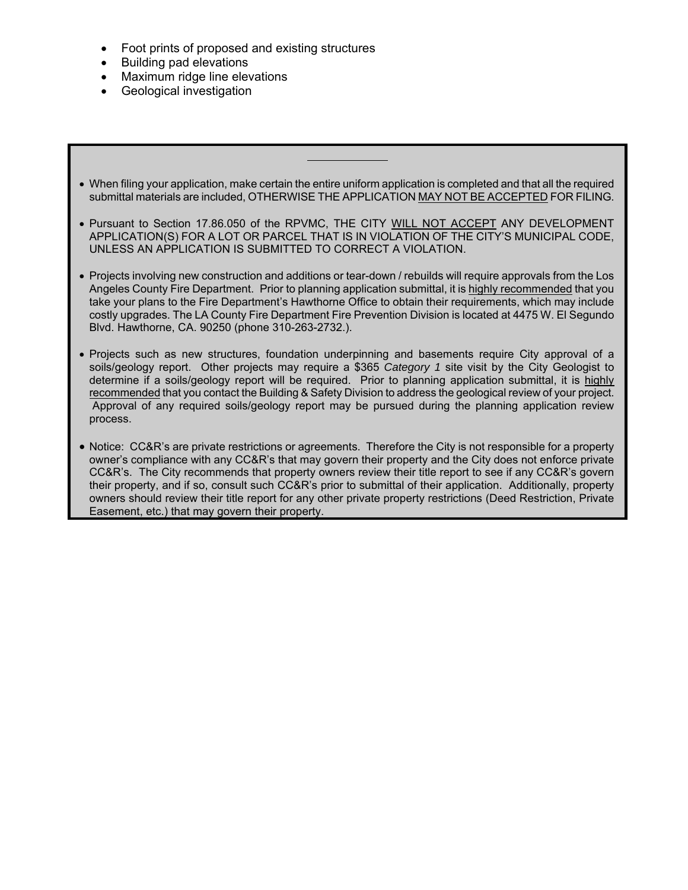- Foot prints of proposed and existing structures
- Building pad elevations
- Maximum ridge line elevations
- Geological investigation

---

- When filing your application, make certain the entire uniform application is completed and that all the required submittal materials are included, OTHERWISE THE APPLICATION MAY NOT BE ACCEPTED FOR FILING.
- Pursuant to Section 17.86.050 of the RPVMC, THE CITY WILL NOT ACCEPT ANY DEVELOPMENT APPLICATION(S) FOR A LOT OR PARCEL THAT IS IN VIOLATION OF THE CITY'S MUNICIPAL CODE, UNLESS AN APPLICATION IS SUBMITTED TO CORRECT A VIOLATION.
- Projects involving new construction and additions or tear-down / rebuilds will require approvals from the Los Angeles County Fire Department. Prior to planning application submittal, it is highly recommended that you take your plans to the Fire Department's Hawthorne Office to obtain their requirements, which may include costly upgrades. The LA County Fire Department Fire Prevention Division is located at 4475 W. El Segundo Blvd. Hawthorne, CA. 90250 (phone 310-263-2732.).
- Projects such as new structures, foundation underpinning and basements require City approval of a soils/geology report. Other projects may require a $365 *Category 1* site visit by the City Geologist to determine if a soils/geology report will be required. Prior to planning application submittal, it is highly recommended that you contact the Building & Safety Division to address the geological review of your project. Approval of any required soils/geology report may be pursued during the planning application review process.
- Notice: CC&R's are private restrictions or agreements. Therefore the City is not responsible for a property owner's compliance with any CC&R's that may govern their property and the City does not enforce private CC&R's. The City recommends that property owners review their title report to see if any CC&R's govern their property, and if so, consult such CC&R's prior to submittal of their application. Additionally, property owners should review their title report for any other private property restrictions (Deed Restriction, Private Easement, etc.) that may govern their property.